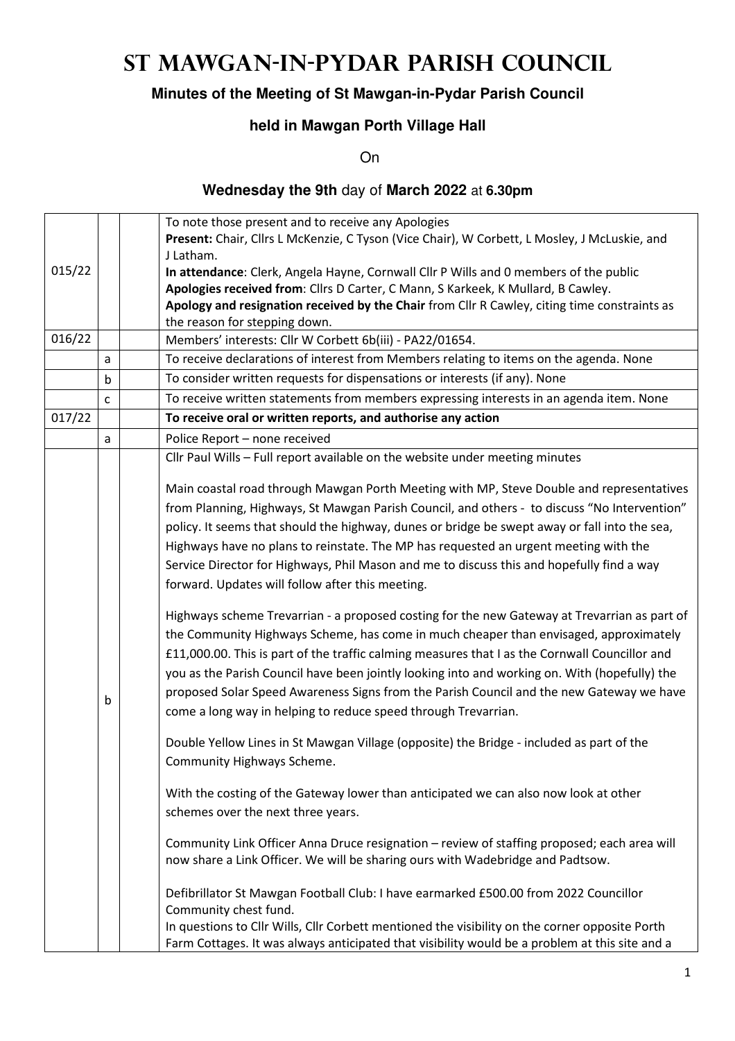# St Mawgan-in-Pydar Parish Council

**Minutes of the Meeting of St Mawgan-in-Pydar Parish Council**

**held in Mawgan Porth Village Hall**

On

**Wednesday the 9th** day of **March 2022** at **6.30pm**

| | | | |
|---|---|---|---|
| 015/22 | | | To note those present and to receive any Apologies<br>**Present:** Chair, Cllrs L McKenzie, C Tyson (Vice Chair), W Corbett, L Mosley, J McLuskie, and J Latham.<br>**In attendance**: Clerk, Angela Hayne, Cornwall Cllr P Wills and 0 members of the public<br>**Apologies received from**: Cllrs D Carter, C Mann, S Karkeek, K Mullard, B Cawley.<br>**Apology and resignation received by the Chair** from Cllr R Cawley, citing time constraints as the reason for stepping down. |
| 016/22 | | | Members' interests: Cllr W Corbett 6b(iii) - PA22/01654. |
| | a | | To receive declarations of interest from Members relating to items on the agenda. None |
| | b | | To consider written requests for dispensations or interests (if any). None |
| | c | | To receive written statements from members expressing interests in an agenda item. None |
| 017/22 | | | **To receive oral or written reports, and authorise any action** |
| | a | | Police Report – none received |
| | b | | Cllr Paul Wills – Full report available on the website under meeting minutes<br><br>Main coastal road through Mawgan Porth Meeting with MP, Steve Double and representatives from Planning, Highways, St Mawgan Parish Council, and others - to discuss "No Intervention" policy. It seems that should the highway, dunes or bridge be swept away or fall into the sea, Highways have no plans to reinstate. The MP has requested an urgent meeting with the Service Director for Highways, Phil Mason and me to discuss this and hopefully find a way forward. Updates will follow after this meeting.<br><br>Highways scheme Trevarrian - a proposed costing for the new Gateway at Trevarrian as part of the Community Highways Scheme, has come in much cheaper than envisaged, approximately £11,000.00. This is part of the traffic calming measures that I as the Cornwall Councillor and you as the Parish Council have been jointly looking into and working on. With (hopefully) the proposed Solar Speed Awareness Signs from the Parish Council and the new Gateway we have come a long way in helping to reduce speed through Trevarrian.<br><br>Double Yellow Lines in St Mawgan Village (opposite) the Bridge - included as part of the Community Highways Scheme.<br><br>With the costing of the Gateway lower than anticipated we can also now look at other schemes over the next three years.<br><br>Community Link Officer Anna Druce resignation – review of staffing proposed; each area will now share a Link Officer. We will be sharing ours with Wadebridge and Padtsow.<br><br>Defibrillator St Mawgan Football Club: I have earmarked £500.00 from 2022 Councillor Community chest fund.<br>In questions to Cllr Wills, Cllr Corbett mentioned the visibility on the corner opposite Porth Farm Cottages. It was always anticipated that visibility would be a problem at this site and a |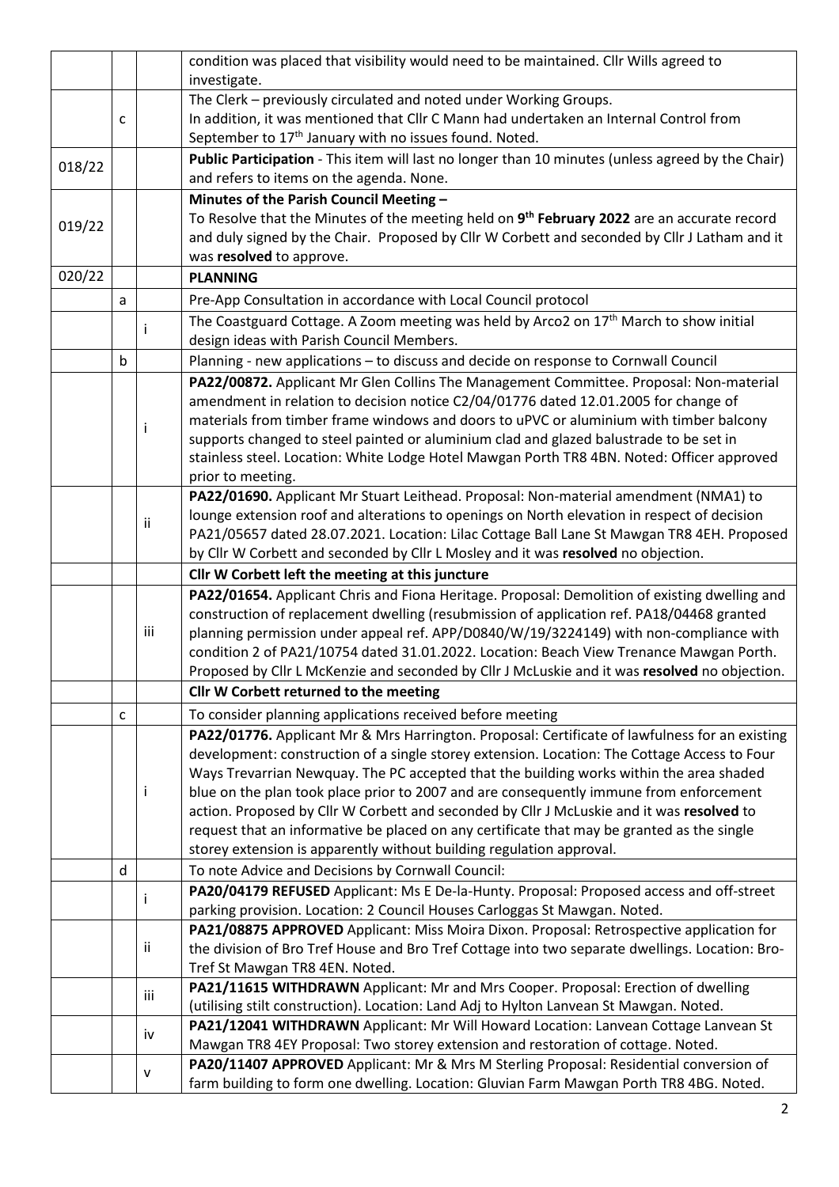| | | | |
|---|---|---|---|
| | | | condition was placed that visibility would need to be maintained. Cllr Wills agreed to investigate. |
| | c | | The Clerk – previously circulated and noted under Working Groups. In addition, it was mentioned that Cllr C Mann had undertaken an Internal Control from September to 17th January with no issues found. Noted. |
| 018/22 | | | **Public Participation** - This item will last no longer than 10 minutes (unless agreed by the Chair) and refers to items on the agenda. None. |
| 019/22 | | | **Minutes of the Parish Council Meeting –** To Resolve that the Minutes of the meeting held on **9th February 2022** are an accurate record and duly signed by the Chair. Proposed by Cllr W Corbett and seconded by Cllr J Latham and it was **resolved** to approve. |
| 020/22 | | | **PLANNING** |
| | a | | Pre-App Consultation in accordance with Local Council protocol |
| | | i | The Coastguard Cottage. A Zoom meeting was held by Arco2 on 17th March to show initial design ideas with Parish Council Members. |
| | b | | Planning - new applications – to discuss and decide on response to Cornwall Council |
| | | i | **PA22/00872.** Applicant Mr Glen Collins The Management Committee. Proposal: Non-material amendment in relation to decision notice C2/04/01776 dated 12.01.2005 for change of materials from timber frame windows and doors to uPVC or aluminium with timber balcony supports changed to steel painted or aluminium clad and glazed balustrade to be set in stainless steel. Location: White Lodge Hotel Mawgan Porth TR8 4BN. Noted: Officer approved prior to meeting. |
| | | ii | **PA22/01690.** Applicant Mr Stuart Leithead. Proposal: Non-material amendment (NMA1) to lounge extension roof and alterations to openings on North elevation in respect of decision PA21/05657 dated 28.07.2021. Location: Lilac Cottage Ball Lane St Mawgan TR8 4EH. Proposed by Cllr W Corbett and seconded by Cllr L Mosley and it was **resolved** no objection. |
| | | | **Cllr W Corbett left the meeting at this juncture** |
| | | iii | **PA22/01654.** Applicant Chris and Fiona Heritage. Proposal: Demolition of existing dwelling and construction of replacement dwelling (resubmission of application ref. PA18/04468 granted planning permission under appeal ref. APP/D0840/W/19/3224149) with non-compliance with condition 2 of PA21/10754 dated 31.01.2022. Location: Beach View Trenance Mawgan Porth. Proposed by Cllr L McKenzie and seconded by Cllr J McLuskie and it was **resolved** no objection. |
| | | | **Cllr W Corbett returned to the meeting** |
| | c | | To consider planning applications received before meeting |
| | | i | **PA22/01776.** Applicant Mr & Mrs Harrington. Proposal: Certificate of lawfulness for an existing development: construction of a single storey extension. Location: The Cottage Access to Four Ways Trevarrian Newquay. The PC accepted that the building works within the area shaded blue on the plan took place prior to 2007 and are consequently immune from enforcement action. Proposed by Cllr W Corbett and seconded by Cllr J McLuskie and it was **resolved** to request that an informative be placed on any certificate that may be granted as the single storey extension is apparently without building regulation approval. |
| | d | | To note Advice and Decisions by Cornwall Council: |
| | | i | **PA20/04179 REFUSED** Applicant: Ms E De-la-Hunty. Proposal: Proposed access and off-street parking provision. Location: 2 Council Houses Carloggas St Mawgan. Noted. |
| | | ii | **PA21/08875 APPROVED** Applicant: Miss Moira Dixon. Proposal: Retrospective application for the division of Bro Tref House and Bro Tref Cottage into two separate dwellings. Location: Bro-Tref St Mawgan TR8 4EN. Noted. |
| | | iii | **PA21/11615 WITHDRAWN** Applicant: Mr and Mrs Cooper. Proposal: Erection of dwelling (utilising stilt construction). Location: Land Adj to Hylton Lanvean St Mawgan. Noted. |
| | | iv | **PA21/12041 WITHDRAWN** Applicant: Mr Will Howard Location: Lanvean Cottage Lanvean St Mawgan TR8 4EY Proposal: Two storey extension and restoration of cottage. Noted. |
| | | v | **PA20/11407 APPROVED** Applicant: Mr & Mrs M Sterling Proposal: Residential conversion of farm building to form one dwelling. Location: Gluvian Farm Mawgan Porth TR8 4BG. Noted. |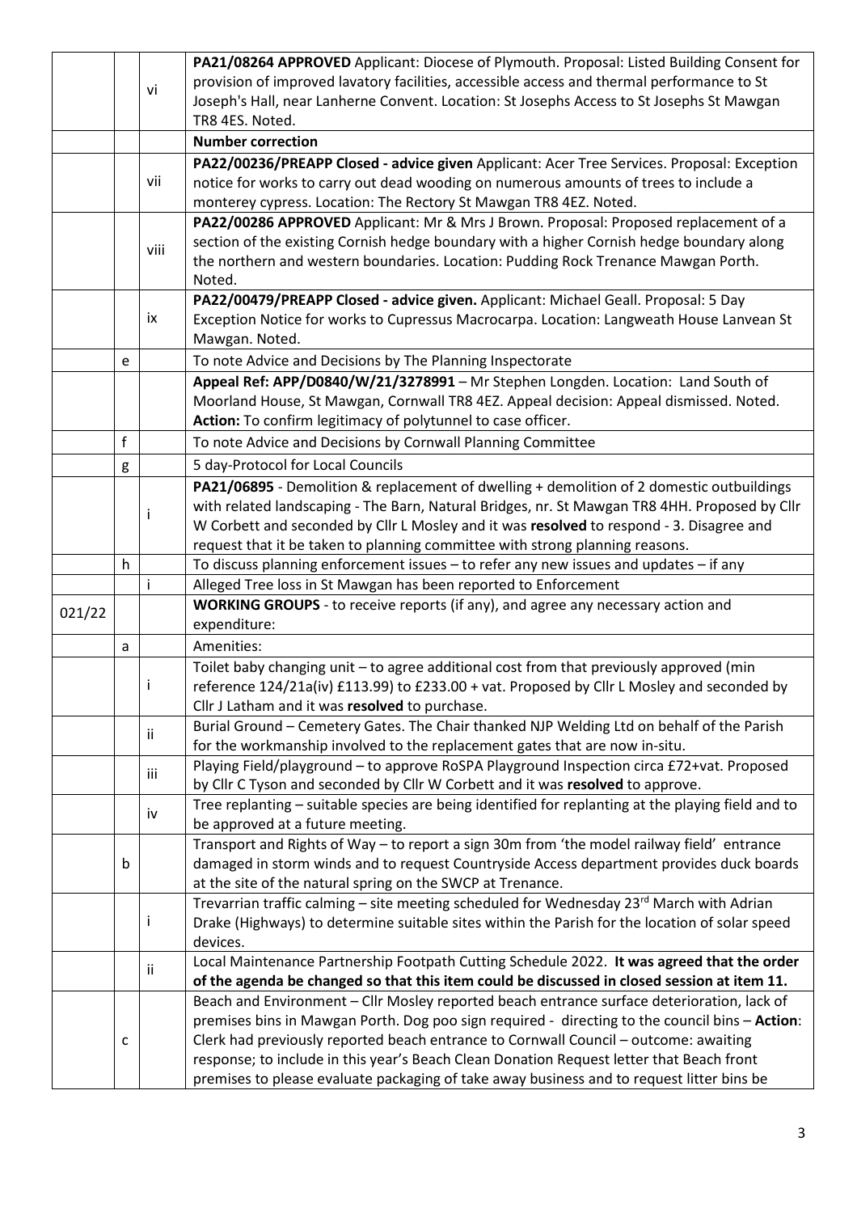| | | | |
|---|---|---|---|
| | | vi | **PA21/08264 APPROVED** Applicant: Diocese of Plymouth. Proposal: Listed Building Consent for provision of improved lavatory facilities, accessible access and thermal performance to St Joseph's Hall, near Lanherne Convent. Location: St Josephs Access to St Josephs St Mawgan TR8 4ES. Noted. |
| | | | **Number correction** |
| | | vii | **PA22/00236/PREAPP Closed - advice given** Applicant: Acer Tree Services. Proposal: Exception notice for works to carry out dead wooding on numerous amounts of trees to include a monterey cypress. Location: The Rectory St Mawgan TR8 4EZ. Noted. |
| | | viii | **PA22/00286 APPROVED** Applicant: Mr & Mrs J Brown. Proposal: Proposed replacement of a section of the existing Cornish hedge boundary with a higher Cornish hedge boundary along the northern and western boundaries. Location: Pudding Rock Trenance Mawgan Porth. Noted. |
| | | ix | **PA22/00479/PREAPP Closed - advice given.** Applicant: Michael Geall. Proposal: 5 Day Exception Notice for works to Cupressus Macrocarpa. Location: Langweath House Lanvean St Mawgan. Noted. |
| | e | | To note Advice and Decisions by The Planning Inspectorate |
| | | | **Appeal Ref: APP/D0840/W/21/3278991** – Mr Stephen Longden. Location: Land South of Moorland House, St Mawgan, Cornwall TR8 4EZ. Appeal decision: Appeal dismissed. Noted. **Action:** To confirm legitimacy of polytunnel to case officer. |
| | f | | To note Advice and Decisions by Cornwall Planning Committee |
| | g | | 5 day-Protocol for Local Councils |
| | | i | **PA21/06895** - Demolition & replacement of dwelling + demolition of 2 domestic outbuildings with related landscaping - The Barn, Natural Bridges, nr. St Mawgan TR8 4HH. Proposed by Cllr W Corbett and seconded by Cllr L Mosley and it was **resolved** to respond - 3. Disagree and request that it be taken to planning committee with strong planning reasons. |
| | h | | To discuss planning enforcement issues – to refer any new issues and updates – if any |
| | | i | Alleged Tree loss in St Mawgan has been reported to Enforcement |
| 021/22 | | | **WORKING GROUPS** - to receive reports (if any), and agree any necessary action and expenditure: |
| | a | | Amenities: |
| | | i | Toilet baby changing unit – to agree additional cost from that previously approved (min reference 124/21a(iv) £113.99) to £233.00 + vat. Proposed by Cllr L Mosley and seconded by Cllr J Latham and it was **resolved** to purchase. |
| | | ii | Burial Ground – Cemetery Gates. The Chair thanked NJP Welding Ltd on behalf of the Parish for the workmanship involved to the replacement gates that are now in-situ. |
| | | iii | Playing Field/playground – to approve RoSPA Playground Inspection circa £72+vat. Proposed by Cllr C Tyson and seconded by Cllr W Corbett and it was **resolved** to approve. |
| | | iv | Tree replanting – suitable species are being identified for replanting at the playing field and to be approved at a future meeting. |
| | b | | Transport and Rights of Way – to report a sign 30m from 'the model railway field' entrance damaged in storm winds and to request Countryside Access department provides duck boards at the site of the natural spring on the SWCP at Trenance. |
| | | i | Trevarrian traffic calming – site meeting scheduled for Wednesday 23rd March with Adrian Drake (Highways) to determine suitable sites within the Parish for the location of solar speed devices. |
| | | ii | Local Maintenance Partnership Footpath Cutting Schedule 2022. **It was agreed that the order of the agenda be changed so that this item could be discussed in closed session at item 11.** |
| | c | | Beach and Environment – Cllr Mosley reported beach entrance surface deterioration, lack of premises bins in Mawgan Porth. Dog poo sign required - directing to the council bins – **Action**: Clerk had previously reported beach entrance to Cornwall Council – outcome: awaiting response; to include in this year's Beach Clean Donation Request letter that Beach front premises to please evaluate packaging of take away business and to request litter bins be |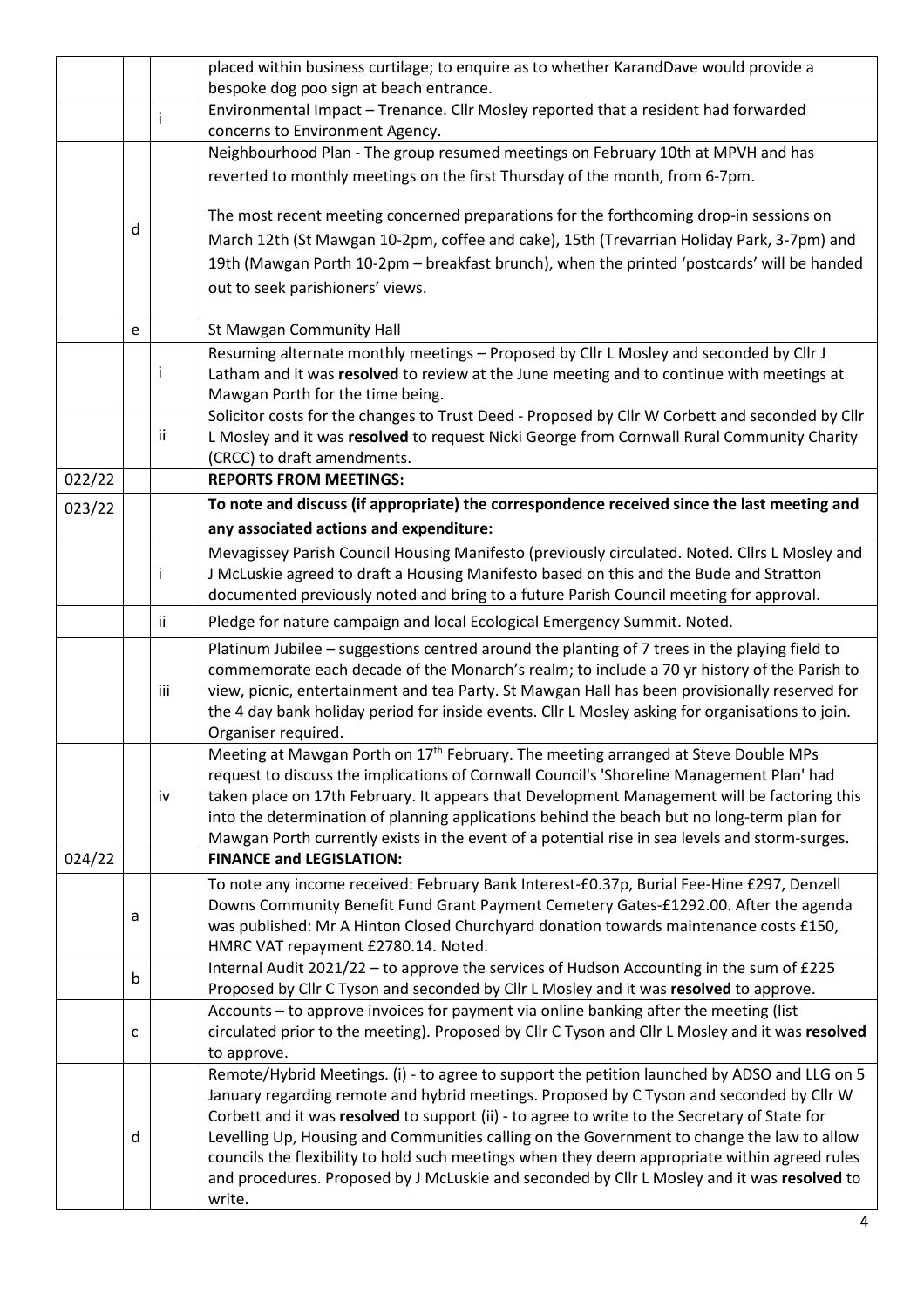| | | | |
|---|---|---|---|
| | | | placed within business curtilage; to enquire as to whether KarandDave would provide a bespoke dog poo sign at beach entrance. |
| | | i | Environmental Impact – Trenance. Cllr Mosley reported that a resident had forwarded concerns to Environment Agency. |
| | d | | Neighbourhood Plan - The group resumed meetings on February 10th at MPVH and has reverted to monthly meetings on the first Thursday of the month, from 6-7pm.<br><br>The most recent meeting concerned preparations for the forthcoming drop-in sessions on March 12th (St Mawgan 10-2pm, coffee and cake), 15th (Trevarrian Holiday Park, 3-7pm) and 19th (Mawgan Porth 10-2pm – breakfast brunch), when the printed 'postcards' will be handed out to seek parishioners' views. |
| | e | | St Mawgan Community Hall |
| | | i | Resuming alternate monthly meetings – Proposed by Cllr L Mosley and seconded by Cllr J Latham and it was **resolved** to review at the June meeting and to continue with meetings at Mawgan Porth for the time being. |
| | | ii | Solicitor costs for the changes to Trust Deed - Proposed by Cllr W Corbett and seconded by Cllr L Mosley and it was **resolved** to request Nicki George from Cornwall Rural Community Charity (CRCC) to draft amendments. |
| 022/22 | | | **REPORTS FROM MEETINGS:** |
| 023/22 | | | **To note and discuss (if appropriate) the correspondence received since the last meeting and any associated actions and expenditure:** |
| | | i | Mevagissey Parish Council Housing Manifesto (previously circulated. Noted. Cllrs L Mosley and J McLuskie agreed to draft a Housing Manifesto based on this and the Bude and Stratton documented previously noted and bring to a future Parish Council meeting for approval. |
| | | ii | Pledge for nature campaign and local Ecological Emergency Summit. Noted. |
| | | iii | Platinum Jubilee – suggestions centred around the planting of 7 trees in the playing field to commemorate each decade of the Monarch's realm; to include a 70 yr history of the Parish to view, picnic, entertainment and tea Party. St Mawgan Hall has been provisionally reserved for the 4 day bank holiday period for inside events. Cllr L Mosley asking for organisations to join. Organiser required. |
| | | iv | Meeting at Mawgan Porth on 17th February. The meeting arranged at Steve Double MPs request to discuss the implications of Cornwall Council's 'Shoreline Management Plan' had taken place on 17th February. It appears that Development Management will be factoring this into the determination of planning applications behind the beach but no long-term plan for Mawgan Porth currently exists in the event of a potential rise in sea levels and storm-surges. |
| 024/22 | | | **FINANCE and LEGISLATION:** |
| | a | | To note any income received: February Bank Interest-£0.37p, Burial Fee-Hine £297, Denzell Downs Community Benefit Fund Grant Payment Cemetery Gates-£1292.00. After the agenda was published: Mr A Hinton Closed Churchyard donation towards maintenance costs £150, HMRC VAT repayment £2780.14. Noted. |
| | b | | Internal Audit 2021/22 – to approve the services of Hudson Accounting in the sum of £225 Proposed by Cllr C Tyson and seconded by Cllr L Mosley and it was **resolved** to approve. |
| | c | | Accounts – to approve invoices for payment via online banking after the meeting (list circulated prior to the meeting). Proposed by Cllr C Tyson and Cllr L Mosley and it was **resolved** to approve. |
| | d | | Remote/Hybrid Meetings. (i) - to agree to support the petition launched by ADSO and LLG on 5 January regarding remote and hybrid meetings. Proposed by C Tyson and seconded by Cllr W Corbett and it was **resolved** to support (ii) - to agree to write to the Secretary of State for Levelling Up, Housing and Communities calling on the Government to change the law to allow councils the flexibility to hold such meetings when they deem appropriate within agreed rules and procedures. Proposed by J McLuskie and seconded by Cllr L Mosley and it was **resolved** to write. |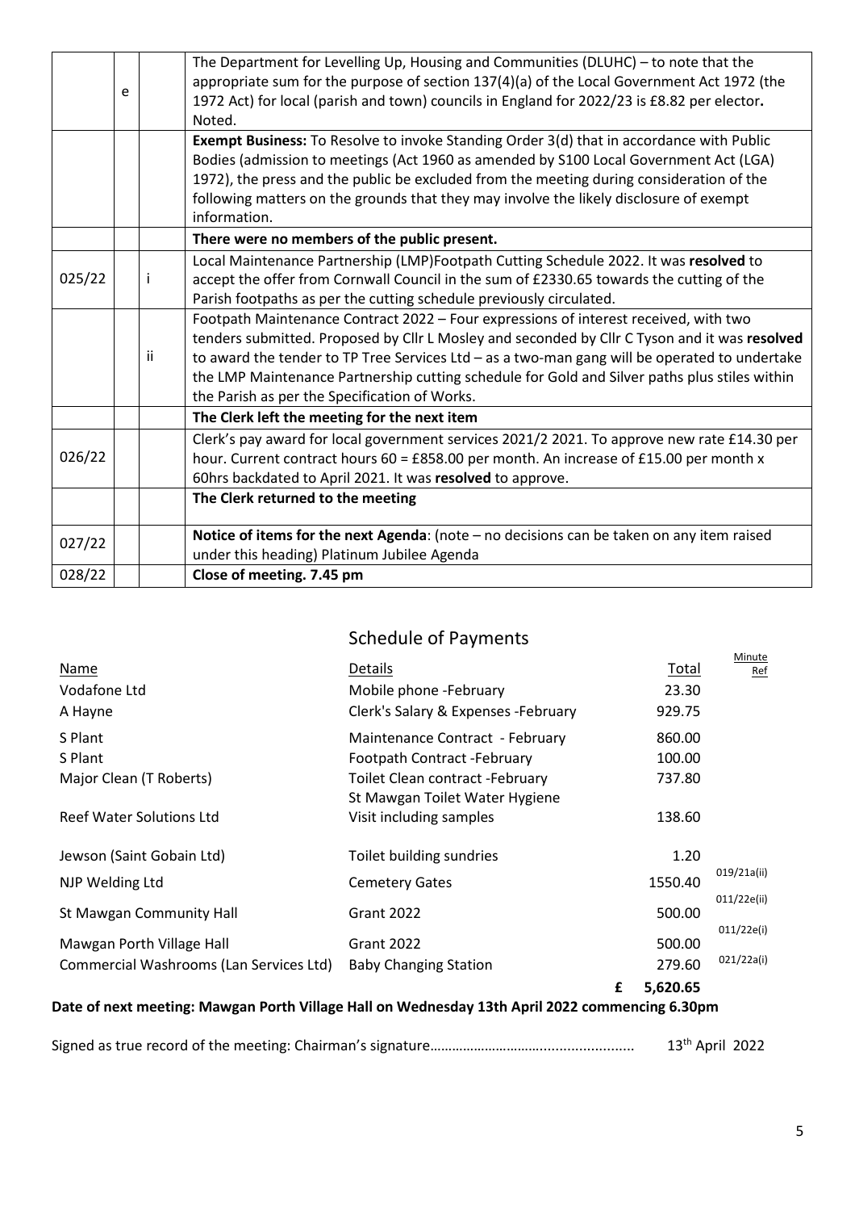| | | | |
|---|---|---|---|
| | e | | The Department for Levelling Up, Housing and Communities (DLUHC) – to note that the appropriate sum for the purpose of section 137(4)(a) of the Local Government Act 1972 (the 1972 Act) for local (parish and town) councils in England for 2022/23 is £8.82 per elector**.** Noted. |
| | | | **Exempt Business:** To Resolve to invoke Standing Order 3(d) that in accordance with Public Bodies (admission to meetings (Act 1960 as amended by S100 Local Government Act (LGA) 1972), the press and the public be excluded from the meeting during consideration of the following matters on the grounds that they may involve the likely disclosure of exempt information. |
| | | | **There were no members of the public present.** |
| 025/22 | | i | Local Maintenance Partnership (LMP)Footpath Cutting Schedule 2022. It was **resolved** to accept the offer from Cornwall Council in the sum of £2330.65 towards the cutting of the Parish footpaths as per the cutting schedule previously circulated. |
| | | ii | Footpath Maintenance Contract 2022 – Four expressions of interest received, with two tenders submitted. Proposed by Cllr L Mosley and seconded by Cllr C Tyson and it was **resolved** to award the tender to TP Tree Services Ltd – as a two-man gang will be operated to undertake the LMP Maintenance Partnership cutting schedule for Gold and Silver paths plus stiles within the Parish as per the Specification of Works. |
| | | | **The Clerk left the meeting for the next item** |
| 026/22 | | | Clerk's pay award for local government services 2021/2 2021. To approve new rate £14.30 per hour. Current contract hours 60 = £858.00 per month. An increase of £15.00 per month x 60hrs backdated to April 2021. It was **resolved** to approve. |
| | | | **The Clerk returned to the meeting** |
| 027/22 | | | **Notice of items for the next Agenda**: (note – no decisions can be taken on any item raised under this heading) Platinum Jubilee Agenda |
| 028/22 | | | **Close of meeting. 7.45 pm** |

## Schedule of Payments

| Name | Details | Total | Minute Ref |
|---|---|---|---|
| Vodafone Ltd | Mobile phone -February | 23.30 | |
| A Hayne | Clerk's Salary & Expenses -February | 929.75 | |
| S Plant | Maintenance Contract - February | 860.00 | |
| S Plant | Footpath Contract -February | 100.00 | |
| Major Clean (T Roberts) | Toilet Clean contract -February | 737.80 | |
| Reef Water Solutions Ltd | St Mawgan Toilet Water Hygiene Visit including samples | 138.60 | |
| Jewson (Saint Gobain Ltd) | Toilet building sundries | 1.20 | |
| NJP Welding Ltd | Cemetery Gates | 1550.40 | 019/21a(ii) |
| St Mawgan Community Hall | Grant 2022 | 500.00 | 011/22e(ii) |
| Mawgan Porth Village Hall | Grant 2022 | 500.00 | 011/22e(i) |
| Commercial Washrooms (Lan Services Ltd) | Baby Changing Station | 279.60 | 021/22a(i) |
| | £ | 5,620.65 | |

**Date of next meeting: Mawgan Porth Village Hall on Wednesday 13th April 2022 commencing 6.30pm**

Signed as true record of the meeting: Chairman's signature…………………………….......................  13th April 2022